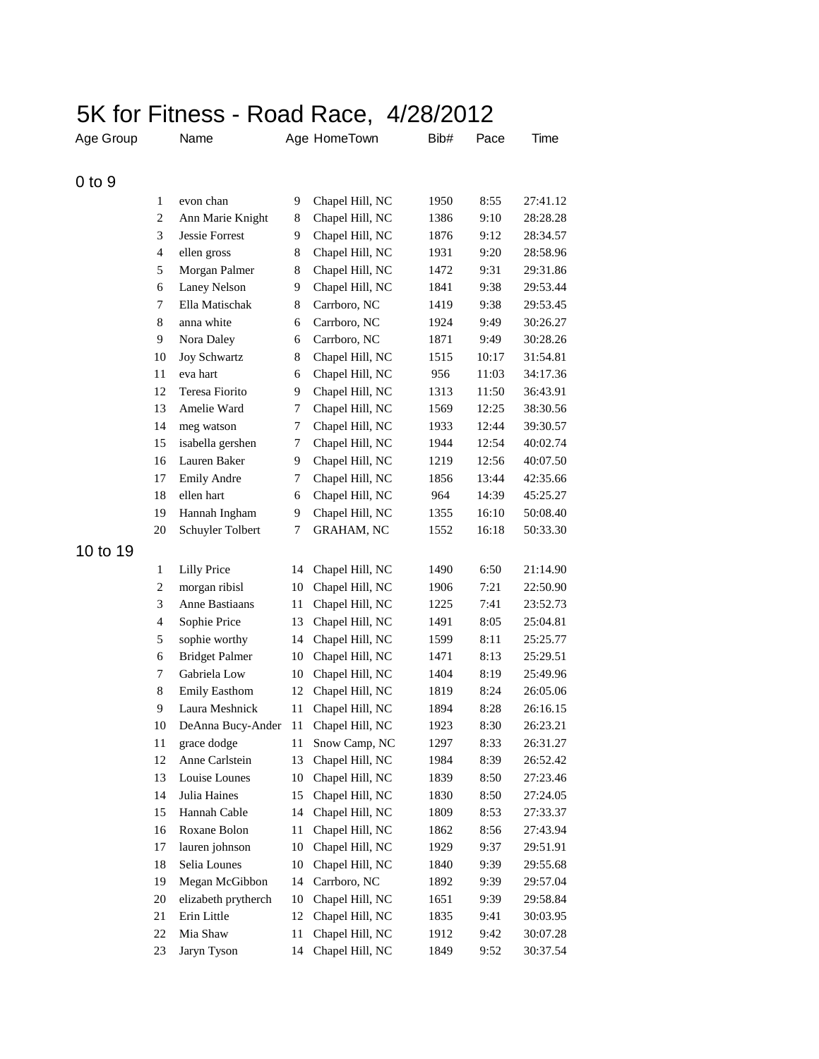# 5K for Fitness - Road Race, 4/28/2012

| Age Group | | Name | Age | HomeTown | Bib# | Pace | Time |
|---|---|---|---|---|---|---|---|
| 0 to 9 | | | | | | | |
| | 1 | evon chan | 9 | Chapel Hill, NC | 1950 | 8:55 | 27:41.12 |
| | 2 | Ann Marie Knight | 8 | Chapel Hill, NC | 1386 | 9:10 | 28:28.28 |
| | 3 | Jessie Forrest | 9 | Chapel Hill, NC | 1876 | 9:12 | 28:34.57 |
| | 4 | ellen gross | 8 | Chapel Hill, NC | 1931 | 9:20 | 28:58.96 |
| | 5 | Morgan Palmer | 8 | Chapel Hill, NC | 1472 | 9:31 | 29:31.86 |
| | 6 | Laney Nelson | 9 | Chapel Hill, NC | 1841 | 9:38 | 29:53.44 |
| | 7 | Ella Matischak | 8 | Carrboro, NC | 1419 | 9:38 | 29:53.45 |
| | 8 | anna white | 6 | Carrboro, NC | 1924 | 9:49 | 30:26.27 |
| | 9 | Nora Daley | 6 | Carrboro, NC | 1871 | 9:49 | 30:28.26 |
| | 10 | Joy Schwartz | 8 | Chapel Hill, NC | 1515 | 10:17 | 31:54.81 |
| | 11 | eva hart | 6 | Chapel Hill, NC | 956 | 11:03 | 34:17.36 |
| | 12 | Teresa Fiorito | 9 | Chapel Hill, NC | 1313 | 11:50 | 36:43.91 |
| | 13 | Amelie Ward | 7 | Chapel Hill, NC | 1569 | 12:25 | 38:30.56 |
| | 14 | meg watson | 7 | Chapel Hill, NC | 1933 | 12:44 | 39:30.57 |
| | 15 | isabella gershen | 7 | Chapel Hill, NC | 1944 | 12:54 | 40:02.74 |
| | 16 | Lauren Baker | 9 | Chapel Hill, NC | 1219 | 12:56 | 40:07.50 |
| | 17 | Emily Andre | 7 | Chapel Hill, NC | 1856 | 13:44 | 42:35.66 |
| | 18 | ellen hart | 6 | Chapel Hill, NC | 964 | 14:39 | 45:25.27 |
| | 19 | Hannah Ingham | 9 | Chapel Hill, NC | 1355 | 16:10 | 50:08.40 |
| | 20 | Schuyler Tolbert | 7 | GRAHAM, NC | 1552 | 16:18 | 50:33.30 |
| 10 to 19 | | | | | | | |
| | 1 | Lilly Price | 14 | Chapel Hill, NC | 1490 | 6:50 | 21:14.90 |
| | 2 | morgan ribisl | 10 | Chapel Hill, NC | 1906 | 7:21 | 22:50.90 |
| | 3 | Anne Bastiaans | 11 | Chapel Hill, NC | 1225 | 7:41 | 23:52.73 |
| | 4 | Sophie Price | 13 | Chapel Hill, NC | 1491 | 8:05 | 25:04.81 |
| | 5 | sophie worthy | 14 | Chapel Hill, NC | 1599 | 8:11 | 25:25.77 |
| | 6 | Bridget Palmer | 10 | Chapel Hill, NC | 1471 | 8:13 | 25:29.51 |
| | 7 | Gabriela Low | 10 | Chapel Hill, NC | 1404 | 8:19 | 25:49.96 |
| | 8 | Emily Easthom | 12 | Chapel Hill, NC | 1819 | 8:24 | 26:05.06 |
| | 9 | Laura Meshnick | 11 | Chapel Hill, NC | 1894 | 8:28 | 26:16.15 |
| | 10 | DeAnna Bucy-Ander | 11 | Chapel Hill, NC | 1923 | 8:30 | 26:23.21 |
| | 11 | grace dodge | 11 | Snow Camp, NC | 1297 | 8:33 | 26:31.27 |
| | 12 | Anne Carlstein | 13 | Chapel Hill, NC | 1984 | 8:39 | 26:52.42 |
| | 13 | Louise Lounes | 10 | Chapel Hill, NC | 1839 | 8:50 | 27:23.46 |
| | 14 | Julia Haines | 15 | Chapel Hill, NC | 1830 | 8:50 | 27:24.05 |
| | 15 | Hannah Cable | 14 | Chapel Hill, NC | 1809 | 8:53 | 27:33.37 |
| | 16 | Roxane Bolon | 11 | Chapel Hill, NC | 1862 | 8:56 | 27:43.94 |
| | 17 | lauren johnson | 10 | Chapel Hill, NC | 1929 | 9:37 | 29:51.91 |
| | 18 | Selia Lounes | 10 | Chapel Hill, NC | 1840 | 9:39 | 29:55.68 |
| | 19 | Megan McGibbon | 14 | Carrboro, NC | 1892 | 9:39 | 29:57.04 |
| | 20 | elizabeth prytherch | 10 | Chapel Hill, NC | 1651 | 9:39 | 29:58.84 |
| | 21 | Erin Little | 12 | Chapel Hill, NC | 1835 | 9:41 | 30:03.95 |
| | 22 | Mia Shaw | 11 | Chapel Hill, NC | 1912 | 9:42 | 30:07.28 |
| | 23 | Jaryn Tyson | 14 | Chapel Hill, NC | 1849 | 9:52 | 30:37.54 |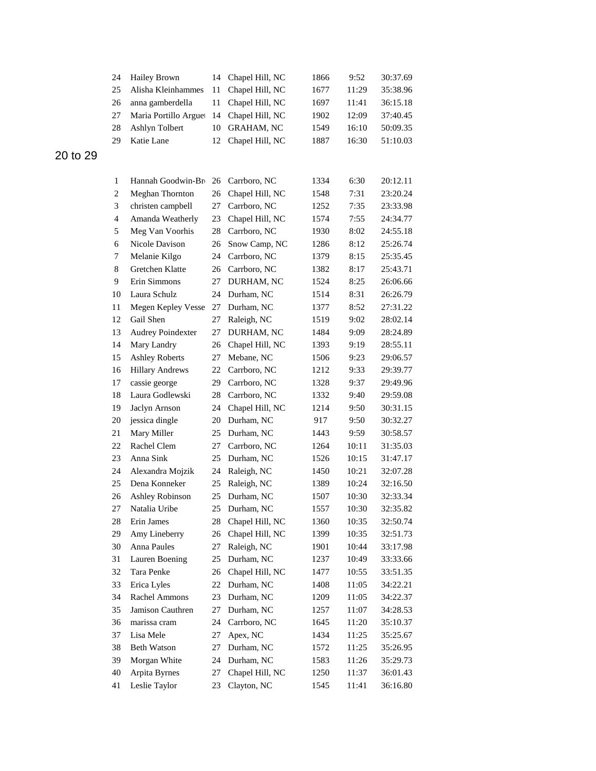| | | | | | | |
|---|---|---|---|---|---|---|
| 24 | Hailey Brown | 14 | Chapel Hill, NC | 1866 | 9:52 | 30:37.69 |
| 25 | Alisha Kleinhammes | 11 | Chapel Hill, NC | 1677 | 11:29 | 35:38.96 |
| 26 | anna gamberdella | 11 | Chapel Hill, NC | 1697 | 11:41 | 36:15.18 |
| 27 | Maria Portillo Arguel | 14 | Chapel Hill, NC | 1902 | 12:09 | 37:40.45 |
| 28 | Ashlyn Tolbert | 10 | GRAHAM, NC | 1549 | 16:10 | 50:09.35 |
| 29 | Katie Lane | 12 | Chapel Hill, NC | 1887 | 16:30 | 51:10.03 |

## 20 to 29

| | | | | | | |
|---|---|---|---|---|---|---|
| 1 | Hannah Goodwin-Br | 26 | Carrboro, NC | 1334 | 6:30 | 20:12.11 |
| 2 | Meghan Thornton | 26 | Chapel Hill, NC | 1548 | 7:31 | 23:20.24 |
| 3 | christen campbell | 27 | Carrboro, NC | 1252 | 7:35 | 23:33.98 |
| 4 | Amanda Weatherly | 23 | Chapel Hill, NC | 1574 | 7:55 | 24:34.77 |
| 5 | Meg Van Voorhis | 28 | Carrboro, NC | 1930 | 8:02 | 24:55.18 |
| 6 | Nicole Davison | 26 | Snow Camp, NC | 1286 | 8:12 | 25:26.74 |
| 7 | Melanie Kilgo | 24 | Carrboro, NC | 1379 | 8:15 | 25:35.45 |
| 8 | Gretchen Klatte | 26 | Carrboro, NC | 1382 | 8:17 | 25:43.71 |
| 9 | Erin Simmons | 27 | DURHAM, NC | 1524 | 8:25 | 26:06.66 |
| 10 | Laura Schulz | 24 | Durham, NC | 1514 | 8:31 | 26:26.79 |
| 11 | Megen Kepley Vesse | 27 | Durham, NC | 1377 | 8:52 | 27:31.22 |
| 12 | Gail Shen | 27 | Raleigh, NC | 1519 | 9:02 | 28:02.14 |
| 13 | Audrey Poindexter | 27 | DURHAM, NC | 1484 | 9:09 | 28:24.89 |
| 14 | Mary Landry | 26 | Chapel Hill, NC | 1393 | 9:19 | 28:55.11 |
| 15 | Ashley Roberts | 27 | Mebane, NC | 1506 | 9:23 | 29:06.57 |
| 16 | Hillary Andrews | 22 | Carrboro, NC | 1212 | 9:33 | 29:39.77 |
| 17 | cassie george | 29 | Carrboro, NC | 1328 | 9:37 | 29:49.96 |
| 18 | Laura Godlewski | 28 | Carrboro, NC | 1332 | 9:40 | 29:59.08 |
| 19 | Jaclyn Arnson | 24 | Chapel Hill, NC | 1214 | 9:50 | 30:31.15 |
| 20 | jessica dingle | 20 | Durham, NC | 917 | 9:50 | 30:32.27 |
| 21 | Mary Miller | 25 | Durham, NC | 1443 | 9:59 | 30:58.57 |
| 22 | Rachel Clem | 27 | Carrboro, NC | 1264 | 10:11 | 31:35.03 |
| 23 | Anna Sink | 25 | Durham, NC | 1526 | 10:15 | 31:47.17 |
| 24 | Alexandra Mojzik | 24 | Raleigh, NC | 1450 | 10:21 | 32:07.28 |
| 25 | Dena Konneker | 25 | Raleigh, NC | 1389 | 10:24 | 32:16.50 |
| 26 | Ashley Robinson | 25 | Durham, NC | 1507 | 10:30 | 32:33.34 |
| 27 | Natalia Uribe | 25 | Durham, NC | 1557 | 10:30 | 32:35.82 |
| 28 | Erin James | 28 | Chapel Hill, NC | 1360 | 10:35 | 32:50.74 |
| 29 | Amy Lineberry | 26 | Chapel Hill, NC | 1399 | 10:35 | 32:51.73 |
| 30 | Anna Paules | 27 | Raleigh, NC | 1901 | 10:44 | 33:17.98 |
| 31 | Lauren Boening | 25 | Durham, NC | 1237 | 10:49 | 33:33.66 |
| 32 | Tara Penke | 26 | Chapel Hill, NC | 1477 | 10:55 | 33:51.35 |
| 33 | Erica Lyles | 22 | Durham, NC | 1408 | 11:05 | 34:22.21 |
| 34 | Rachel Ammons | 23 | Durham, NC | 1209 | 11:05 | 34:22.37 |
| 35 | Jamison Cauthren | 27 | Durham, NC | 1257 | 11:07 | 34:28.53 |
| 36 | marissa cram | 24 | Carrboro, NC | 1645 | 11:20 | 35:10.37 |
| 37 | Lisa Mele | 27 | Apex, NC | 1434 | 11:25 | 35:25.67 |
| 38 | Beth Watson | 27 | Durham, NC | 1572 | 11:25 | 35:26.95 |
| 39 | Morgan White | 24 | Durham, NC | 1583 | 11:26 | 35:29.73 |
| 40 | Arpita Byrnes | 27 | Chapel Hill, NC | 1250 | 11:37 | 36:01.43 |
| 41 | Leslie Taylor | 23 | Clayton, NC | 1545 | 11:41 | 36:16.80 |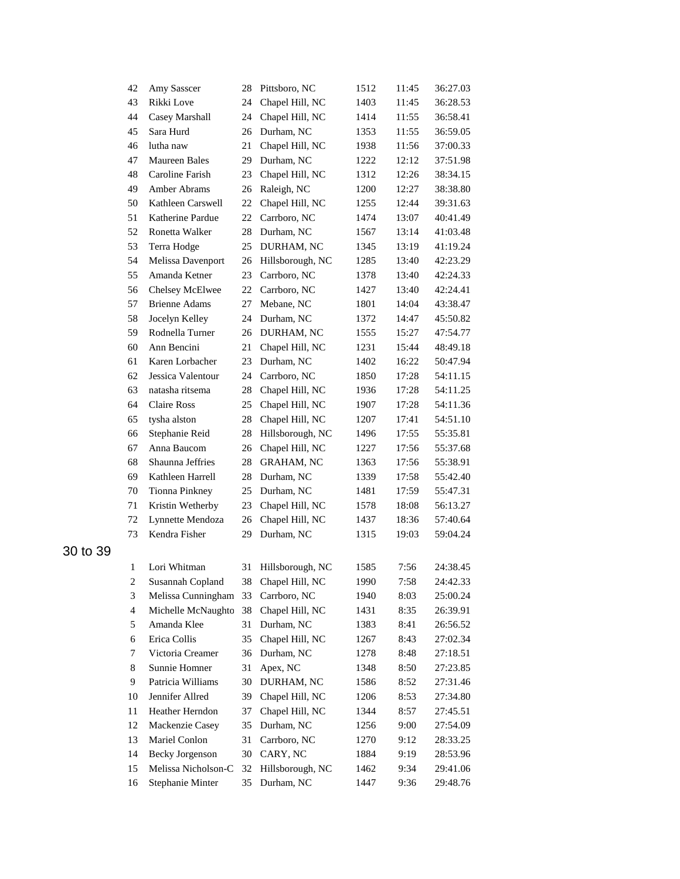| | | | | | | |
|---|---|---|---|---|---|---|
| 42 | Amy Sasscer | 28 | Pittsboro, NC | 1512 | 11:45 | 36:27.03 |
| 43 | Rikki Love | 24 | Chapel Hill, NC | 1403 | 11:45 | 36:28.53 |
| 44 | Casey Marshall | 24 | Chapel Hill, NC | 1414 | 11:55 | 36:58.41 |
| 45 | Sara Hurd | 26 | Durham, NC | 1353 | 11:55 | 36:59.05 |
| 46 | lutha naw | 21 | Chapel Hill, NC | 1938 | 11:56 | 37:00.33 |
| 47 | Maureen Bales | 29 | Durham, NC | 1222 | 12:12 | 37:51.98 |
| 48 | Caroline Farish | 23 | Chapel Hill, NC | 1312 | 12:26 | 38:34.15 |
| 49 | Amber Abrams | 26 | Raleigh, NC | 1200 | 12:27 | 38:38.80 |
| 50 | Kathleen Carswell | 22 | Chapel Hill, NC | 1255 | 12:44 | 39:31.63 |
| 51 | Katherine Pardue | 22 | Carrboro, NC | 1474 | 13:07 | 40:41.49 |
| 52 | Ronetta Walker | 28 | Durham, NC | 1567 | 13:14 | 41:03.48 |
| 53 | Terra Hodge | 25 | DURHAM, NC | 1345 | 13:19 | 41:19.24 |
| 54 | Melissa Davenport | 26 | Hillsborough, NC | 1285 | 13:40 | 42:23.29 |
| 55 | Amanda Ketner | 23 | Carrboro, NC | 1378 | 13:40 | 42:24.33 |
| 56 | Chelsey McElwee | 22 | Carrboro, NC | 1427 | 13:40 | 42:24.41 |
| 57 | Brienne Adams | 27 | Mebane, NC | 1801 | 14:04 | 43:38.47 |
| 58 | Jocelyn Kelley | 24 | Durham, NC | 1372 | 14:47 | 45:50.82 |
| 59 | Rodnella Turner | 26 | DURHAM, NC | 1555 | 15:27 | 47:54.77 |
| 60 | Ann Bencini | 21 | Chapel Hill, NC | 1231 | 15:44 | 48:49.18 |
| 61 | Karen Lorbacher | 23 | Durham, NC | 1402 | 16:22 | 50:47.94 |
| 62 | Jessica Valentour | 24 | Carrboro, NC | 1850 | 17:28 | 54:11.15 |
| 63 | natasha ritsema | 28 | Chapel Hill, NC | 1936 | 17:28 | 54:11.25 |
| 64 | Claire Ross | 25 | Chapel Hill, NC | 1907 | 17:28 | 54:11.36 |
| 65 | tysha alston | 28 | Chapel Hill, NC | 1207 | 17:41 | 54:51.10 |
| 66 | Stephanie Reid | 28 | Hillsborough, NC | 1496 | 17:55 | 55:35.81 |
| 67 | Anna Baucom | 26 | Chapel Hill, NC | 1227 | 17:56 | 55:37.68 |
| 68 | Shaunna Jeffries | 28 | GRAHAM, NC | 1363 | 17:56 | 55:38.91 |
| 69 | Kathleen Harrell | 28 | Durham, NC | 1339 | 17:58 | 55:42.40 |
| 70 | Tionna Pinkney | 25 | Durham, NC | 1481 | 17:59 | 55:47.31 |
| 71 | Kristin Wetherby | 23 | Chapel Hill, NC | 1578 | 18:08 | 56:13.27 |
| 72 | Lynnette Mendoza | 26 | Chapel Hill, NC | 1437 | 18:36 | 57:40.64 |
| 73 | Kendra Fisher | 29 | Durham, NC | 1315 | 19:03 | 59:04.24 |

## 30 to 39

| | | | | | | |
|---|---|---|---|---|---|---|
| 1 | Lori Whitman | 31 | Hillsborough, NC | 1585 | 7:56 | 24:38.45 |
| 2 | Susannah Copland | 38 | Chapel Hill, NC | 1990 | 7:58 | 24:42.33 |
| 3 | Melissa Cunningham | 33 | Carrboro, NC | 1940 | 8:03 | 25:00.24 |
| 4 | Michelle McNaughto | 38 | Chapel Hill, NC | 1431 | 8:35 | 26:39.91 |
| 5 | Amanda Klee | 31 | Durham, NC | 1383 | 8:41 | 26:56.52 |
| 6 | Erica Collis | 35 | Chapel Hill, NC | 1267 | 8:43 | 27:02.34 |
| 7 | Victoria Creamer | 36 | Durham, NC | 1278 | 8:48 | 27:18.51 |
| 8 | Sunnie Homner | 31 | Apex, NC | 1348 | 8:50 | 27:23.85 |
| 9 | Patricia Williams | 30 | DURHAM, NC | 1586 | 8:52 | 27:31.46 |
| 10 | Jennifer Allred | 39 | Chapel Hill, NC | 1206 | 8:53 | 27:34.80 |
| 11 | Heather Herndon | 37 | Chapel Hill, NC | 1344 | 8:57 | 27:45.51 |
| 12 | Mackenzie Casey | 35 | Durham, NC | 1256 | 9:00 | 27:54.09 |
| 13 | Mariel Conlon | 31 | Carrboro, NC | 1270 | 9:12 | 28:33.25 |
| 14 | Becky Jorgenson | 30 | CARY, NC | 1884 | 9:19 | 28:53.96 |
| 15 | Melissa Nicholson-C | 32 | Hillsborough, NC | 1462 | 9:34 | 29:41.06 |
| 16 | Stephanie Minter | 35 | Durham, NC | 1447 | 9:36 | 29:48.76 |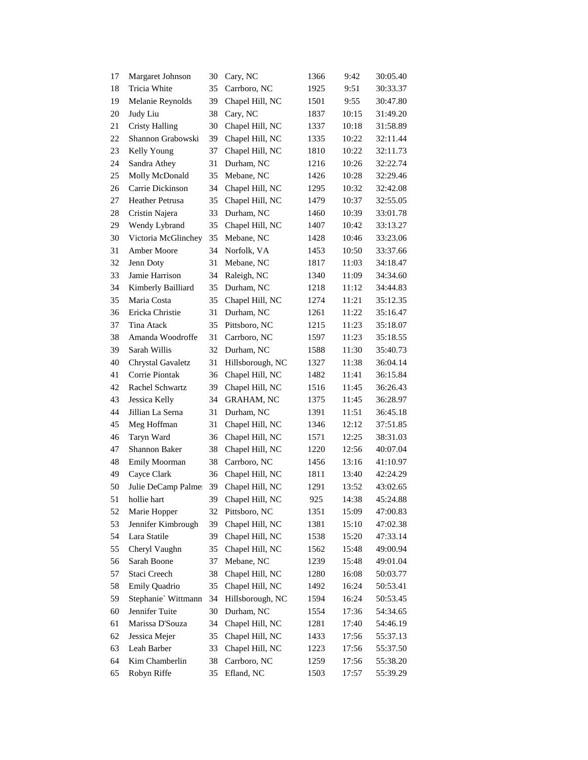| | | | | | | |
|---|---|---|---|---|---|---|
| 17 | Margaret Johnson | 30 | Cary, NC | 1366 | 9:42 | 30:05.40 |
| 18 | Tricia White | 35 | Carrboro, NC | 1925 | 9:51 | 30:33.37 |
| 19 | Melanie Reynolds | 39 | Chapel Hill, NC | 1501 | 9:55 | 30:47.80 |
| 20 | Judy Liu | 38 | Cary, NC | 1837 | 10:15 | 31:49.20 |
| 21 | Cristy Halling | 30 | Chapel Hill, NC | 1337 | 10:18 | 31:58.89 |
| 22 | Shannon Grabowski | 39 | Chapel Hill, NC | 1335 | 10:22 | 32:11.44 |
| 23 | Kelly Young | 37 | Chapel Hill, NC | 1810 | 10:22 | 32:11.73 |
| 24 | Sandra Athey | 31 | Durham, NC | 1216 | 10:26 | 32:22.74 |
| 25 | Molly McDonald | 35 | Mebane, NC | 1426 | 10:28 | 32:29.46 |
| 26 | Carrie Dickinson | 34 | Chapel Hill, NC | 1295 | 10:32 | 32:42.08 |
| 27 | Heather Petrusa | 35 | Chapel Hill, NC | 1479 | 10:37 | 32:55.05 |
| 28 | Cristin Najera | 33 | Durham, NC | 1460 | 10:39 | 33:01.78 |
| 29 | Wendy Lybrand | 35 | Chapel Hill, NC | 1407 | 10:42 | 33:13.27 |
| 30 | Victoria McGlinchey | 35 | Mebane, NC | 1428 | 10:46 | 33:23.06 |
| 31 | Amber Moore | 34 | Norfolk, VA | 1453 | 10:50 | 33:37.66 |
| 32 | Jenn Doty | 31 | Mebane, NC | 1817 | 11:03 | 34:18.47 |
| 33 | Jamie Harrison | 34 | Raleigh, NC | 1340 | 11:09 | 34:34.60 |
| 34 | Kimberly Bailliard | 35 | Durham, NC | 1218 | 11:12 | 34:44.83 |
| 35 | Maria Costa | 35 | Chapel Hill, NC | 1274 | 11:21 | 35:12.35 |
| 36 | Ericka Christie | 31 | Durham, NC | 1261 | 11:22 | 35:16.47 |
| 37 | Tina Atack | 35 | Pittsboro, NC | 1215 | 11:23 | 35:18.07 |
| 38 | Amanda Woodroffe | 31 | Carrboro, NC | 1597 | 11:23 | 35:18.55 |
| 39 | Sarah Willis | 32 | Durham, NC | 1588 | 11:30 | 35:40.73 |
| 40 | Chrystal Gavaletz | 31 | Hillsborough, NC | 1327 | 11:38 | 36:04.14 |
| 41 | Corrie Piontak | 36 | Chapel Hill, NC | 1482 | 11:41 | 36:15.84 |
| 42 | Rachel Schwartz | 39 | Chapel Hill, NC | 1516 | 11:45 | 36:26.43 |
| 43 | Jessica Kelly | 34 | GRAHAM, NC | 1375 | 11:45 | 36:28.97 |
| 44 | Jillian La Serna | 31 | Durham, NC | 1391 | 11:51 | 36:45.18 |
| 45 | Meg Hoffman | 31 | Chapel Hill, NC | 1346 | 12:12 | 37:51.85 |
| 46 | Taryn Ward | 36 | Chapel Hill, NC | 1571 | 12:25 | 38:31.03 |
| 47 | Shannon Baker | 38 | Chapel Hill, NC | 1220 | 12:56 | 40:07.04 |
| 48 | Emily Moorman | 38 | Carrboro, NC | 1456 | 13:16 | 41:10.97 |
| 49 | Cayce Clark | 36 | Chapel Hill, NC | 1811 | 13:40 | 42:24.29 |
| 50 | Julie DeCamp Palmer | 39 | Chapel Hill, NC | 1291 | 13:52 | 43:02.65 |
| 51 | hollie hart | 39 | Chapel Hill, NC | 925 | 14:38 | 45:24.88 |
| 52 | Marie Hopper | 32 | Pittsboro, NC | 1351 | 15:09 | 47:00.83 |
| 53 | Jennifer Kimbrough | 39 | Chapel Hill, NC | 1381 | 15:10 | 47:02.38 |
| 54 | Lara Statile | 39 | Chapel Hill, NC | 1538 | 15:20 | 47:33.14 |
| 55 | Cheryl Vaughn | 35 | Chapel Hill, NC | 1562 | 15:48 | 49:00.94 |
| 56 | Sarah Boone | 37 | Mebane, NC | 1239 | 15:48 | 49:01.04 |
| 57 | Staci Creech | 38 | Chapel Hill, NC | 1280 | 16:08 | 50:03.77 |
| 58 | Emily Quadrio | 35 | Chapel Hill, NC | 1492 | 16:24 | 50:53.41 |
| 59 | Stephanie` Wittmann | 34 | Hillsborough, NC | 1594 | 16:24 | 50:53.45 |
| 60 | Jennifer Tuite | 30 | Durham, NC | 1554 | 17:36 | 54:34.65 |
| 61 | Marissa D'Souza | 34 | Chapel Hill, NC | 1281 | 17:40 | 54:46.19 |
| 62 | Jessica Mejer | 35 | Chapel Hill, NC | 1433 | 17:56 | 55:37.13 |
| 63 | Leah Barber | 33 | Chapel Hill, NC | 1223 | 17:56 | 55:37.50 |
| 64 | Kim Chamberlin | 38 | Carrboro, NC | 1259 | 17:56 | 55:38.20 |
| 65 | Robyn Riffe | 35 | Efland, NC | 1503 | 17:57 | 55:39.29 |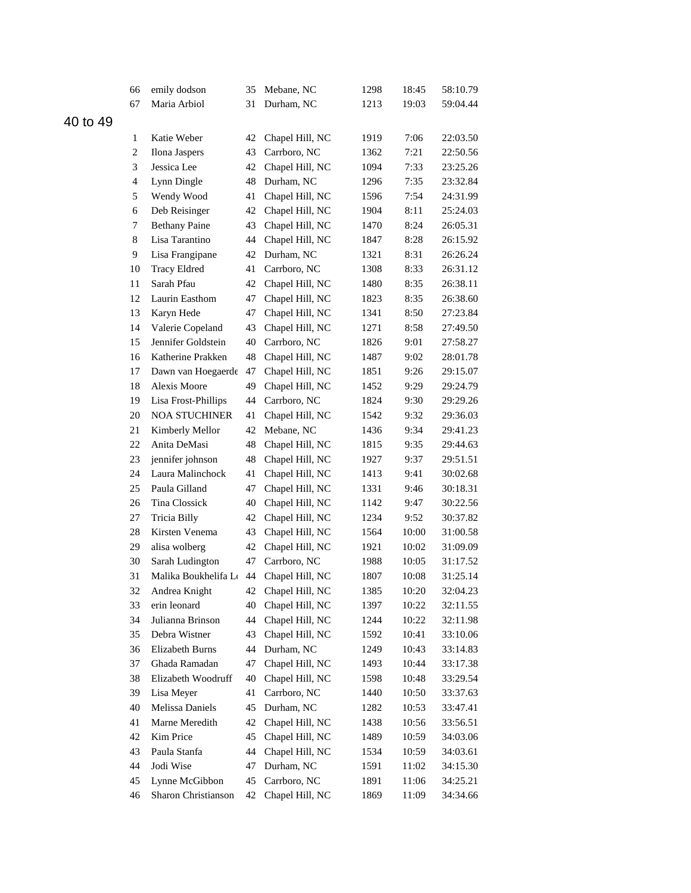| | | | | | | |
|---|---|---|---|---|---|---|
| 66 | emily dodson | 35 | Mebane, NC | 1298 | 18:45 | 58:10.79 |
| 67 | Maria Arbiol | 31 | Durham, NC | 1213 | 19:03 | 59:04.44 |

## 40 to 49

| | | | | | | |
|---|---|---|---|---|---|---|
| 1 | Katie Weber | 42 | Chapel Hill, NC | 1919 | 7:06 | 22:03.50 |
| 2 | Ilona Jaspers | 43 | Carrboro, NC | 1362 | 7:21 | 22:50.56 |
| 3 | Jessica Lee | 42 | Chapel Hill, NC | 1094 | 7:33 | 23:25.26 |
| 4 | Lynn Dingle | 48 | Durham, NC | 1296 | 7:35 | 23:32.84 |
| 5 | Wendy Wood | 41 | Chapel Hill, NC | 1596 | 7:54 | 24:31.99 |
| 6 | Deb Reisinger | 42 | Chapel Hill, NC | 1904 | 8:11 | 25:24.03 |
| 7 | Bethany Paine | 43 | Chapel Hill, NC | 1470 | 8:24 | 26:05.31 |
| 8 | Lisa Tarantino | 44 | Chapel Hill, NC | 1847 | 8:28 | 26:15.92 |
| 9 | Lisa Frangipane | 42 | Durham, NC | 1321 | 8:31 | 26:26.24 |
| 10 | Tracy Eldred | 41 | Carrboro, NC | 1308 | 8:33 | 26:31.12 |
| 11 | Sarah Pfau | 42 | Chapel Hill, NC | 1480 | 8:35 | 26:38.11 |
| 12 | Laurin Easthom | 47 | Chapel Hill, NC | 1823 | 8:35 | 26:38.60 |
| 13 | Karyn Hede | 47 | Chapel Hill, NC | 1341 | 8:50 | 27:23.84 |
| 14 | Valerie Copeland | 43 | Chapel Hill, NC | 1271 | 8:58 | 27:49.50 |
| 15 | Jennifer Goldstein | 40 | Carrboro, NC | 1826 | 9:01 | 27:58.27 |
| 16 | Katherine Prakken | 48 | Chapel Hill, NC | 1487 | 9:02 | 28:01.78 |
| 17 | Dawn van Hoegaerde | 47 | Chapel Hill, NC | 1851 | 9:26 | 29:15.07 |
| 18 | Alexis Moore | 49 | Chapel Hill, NC | 1452 | 9:29 | 29:24.79 |
| 19 | Lisa Frost-Phillips | 44 | Carrboro, NC | 1824 | 9:30 | 29:29.26 |
| 20 | NOA STUCHINER | 41 | Chapel Hill, NC | 1542 | 9:32 | 29:36.03 |
| 21 | Kimberly Mellor | 42 | Mebane, NC | 1436 | 9:34 | 29:41.23 |
| 22 | Anita DeMasi | 48 | Chapel Hill, NC | 1815 | 9:35 | 29:44.63 |
| 23 | jennifer johnson | 48 | Chapel Hill, NC | 1927 | 9:37 | 29:51.51 |
| 24 | Laura Malinchock | 41 | Chapel Hill, NC | 1413 | 9:41 | 30:02.68 |
| 25 | Paula Gilland | 47 | Chapel Hill, NC | 1331 | 9:46 | 30:18.31 |
| 26 | Tina Clossick | 40 | Chapel Hill, NC | 1142 | 9:47 | 30:22.56 |
| 27 | Tricia Billy | 42 | Chapel Hill, NC | 1234 | 9:52 | 30:37.82 |
| 28 | Kirsten Venema | 43 | Chapel Hill, NC | 1564 | 10:00 | 31:00.58 |
| 29 | alisa wolberg | 42 | Chapel Hill, NC | 1921 | 10:02 | 31:09.09 |
| 30 | Sarah Ludington | 47 | Carrboro, NC | 1988 | 10:05 | 31:17.52 |
| 31 | Malika Boukhelifa Lo | 44 | Chapel Hill, NC | 1807 | 10:08 | 31:25.14 |
| 32 | Andrea Knight | 42 | Chapel Hill, NC | 1385 | 10:20 | 32:04.23 |
| 33 | erin leonard | 40 | Chapel Hill, NC | 1397 | 10:22 | 32:11.55 |
| 34 | Julianna Brinson | 44 | Chapel Hill, NC | 1244 | 10:22 | 32:11.98 |
| 35 | Debra Wistner | 43 | Chapel Hill, NC | 1592 | 10:41 | 33:10.06 |
| 36 | Elizabeth Burns | 44 | Durham, NC | 1249 | 10:43 | 33:14.83 |
| 37 | Ghada Ramadan | 47 | Chapel Hill, NC | 1493 | 10:44 | 33:17.38 |
| 38 | Elizabeth Woodruff | 40 | Chapel Hill, NC | 1598 | 10:48 | 33:29.54 |
| 39 | Lisa Meyer | 41 | Carrboro, NC | 1440 | 10:50 | 33:37.63 |
| 40 | Melissa Daniels | 45 | Durham, NC | 1282 | 10:53 | 33:47.41 |
| 41 | Marne Meredith | 42 | Chapel Hill, NC | 1438 | 10:56 | 33:56.51 |
| 42 | Kim Price | 45 | Chapel Hill, NC | 1489 | 10:59 | 34:03.06 |
| 43 | Paula Stanfa | 44 | Chapel Hill, NC | 1534 | 10:59 | 34:03.61 |
| 44 | Jodi Wise | 47 | Durham, NC | 1591 | 11:02 | 34:15.30 |
| 45 | Lynne McGibbon | 45 | Carrboro, NC | 1891 | 11:06 | 34:25.21 |
| 46 | Sharon Christianson | 42 | Chapel Hill, NC | 1869 | 11:09 | 34:34.66 |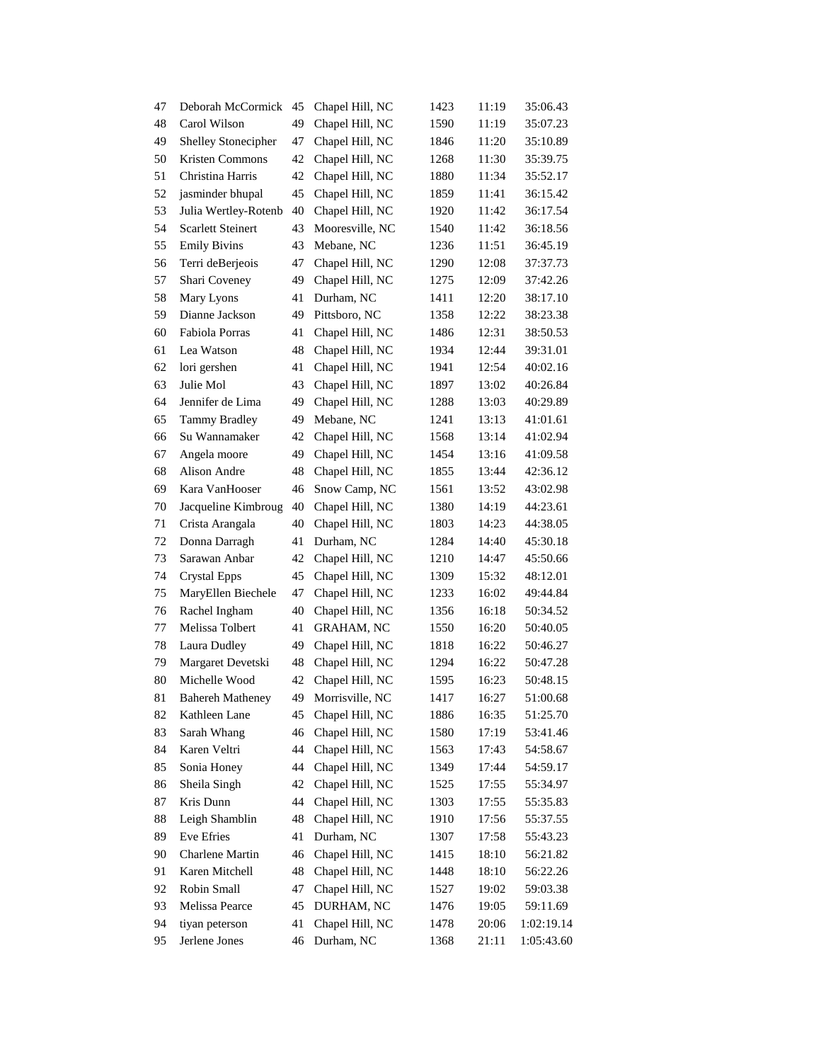| | | | | | | |
|---|---|---|---|---|---|---|
| 47 | Deborah McCormick | 45 | Chapel Hill, NC | 1423 | 11:19 | 35:06.43 |
| 48 | Carol Wilson | 49 | Chapel Hill, NC | 1590 | 11:19 | 35:07.23 |
| 49 | Shelley Stonecipher | 47 | Chapel Hill, NC | 1846 | 11:20 | 35:10.89 |
| 50 | Kristen Commons | 42 | Chapel Hill, NC | 1268 | 11:30 | 35:39.75 |
| 51 | Christina Harris | 42 | Chapel Hill, NC | 1880 | 11:34 | 35:52.17 |
| 52 | jasminder bhupal | 45 | Chapel Hill, NC | 1859 | 11:41 | 36:15.42 |
| 53 | Julia Wertley-Rotenb | 40 | Chapel Hill, NC | 1920 | 11:42 | 36:17.54 |
| 54 | Scarlett Steinert | 43 | Mooresville, NC | 1540 | 11:42 | 36:18.56 |
| 55 | Emily Bivins | 43 | Mebane, NC | 1236 | 11:51 | 36:45.19 |
| 56 | Terri deBerjeois | 47 | Chapel Hill, NC | 1290 | 12:08 | 37:37.73 |
| 57 | Shari Coveney | 49 | Chapel Hill, NC | 1275 | 12:09 | 37:42.26 |
| 58 | Mary Lyons | 41 | Durham, NC | 1411 | 12:20 | 38:17.10 |
| 59 | Dianne Jackson | 49 | Pittsboro, NC | 1358 | 12:22 | 38:23.38 |
| 60 | Fabiola Porras | 41 | Chapel Hill, NC | 1486 | 12:31 | 38:50.53 |
| 61 | Lea Watson | 48 | Chapel Hill, NC | 1934 | 12:44 | 39:31.01 |
| 62 | lori gershen | 41 | Chapel Hill, NC | 1941 | 12:54 | 40:02.16 |
| 63 | Julie Mol | 43 | Chapel Hill, NC | 1897 | 13:02 | 40:26.84 |
| 64 | Jennifer de Lima | 49 | Chapel Hill, NC | 1288 | 13:03 | 40:29.89 |
| 65 | Tammy Bradley | 49 | Mebane, NC | 1241 | 13:13 | 41:01.61 |
| 66 | Su Wannamaker | 42 | Chapel Hill, NC | 1568 | 13:14 | 41:02.94 |
| 67 | Angela moore | 49 | Chapel Hill, NC | 1454 | 13:16 | 41:09.58 |
| 68 | Alison Andre | 48 | Chapel Hill, NC | 1855 | 13:44 | 42:36.12 |
| 69 | Kara VanHooser | 46 | Snow Camp, NC | 1561 | 13:52 | 43:02.98 |
| 70 | Jacqueline Kimbroug | 40 | Chapel Hill, NC | 1380 | 14:19 | 44:23.61 |
| 71 | Crista Arangala | 40 | Chapel Hill, NC | 1803 | 14:23 | 44:38.05 |
| 72 | Donna Darragh | 41 | Durham, NC | 1284 | 14:40 | 45:30.18 |
| 73 | Sarawan Anbar | 42 | Chapel Hill, NC | 1210 | 14:47 | 45:50.66 |
| 74 | Crystal Epps | 45 | Chapel Hill, NC | 1309 | 15:32 | 48:12.01 |
| 75 | MaryEllen Biechele | 47 | Chapel Hill, NC | 1233 | 16:02 | 49:44.84 |
| 76 | Rachel Ingham | 40 | Chapel Hill, NC | 1356 | 16:18 | 50:34.52 |
| 77 | Melissa Tolbert | 41 | GRAHAM, NC | 1550 | 16:20 | 50:40.05 |
| 78 | Laura Dudley | 49 | Chapel Hill, NC | 1818 | 16:22 | 50:46.27 |
| 79 | Margaret Devetski | 48 | Chapel Hill, NC | 1294 | 16:22 | 50:47.28 |
| 80 | Michelle Wood | 42 | Chapel Hill, NC | 1595 | 16:23 | 50:48.15 |
| 81 | Bahereh Matheney | 49 | Morrisville, NC | 1417 | 16:27 | 51:00.68 |
| 82 | Kathleen Lane | 45 | Chapel Hill, NC | 1886 | 16:35 | 51:25.70 |
| 83 | Sarah Whang | 46 | Chapel Hill, NC | 1580 | 17:19 | 53:41.46 |
| 84 | Karen Veltri | 44 | Chapel Hill, NC | 1563 | 17:43 | 54:58.67 |
| 85 | Sonia Honey | 44 | Chapel Hill, NC | 1349 | 17:44 | 54:59.17 |
| 86 | Sheila Singh | 42 | Chapel Hill, NC | 1525 | 17:55 | 55:34.97 |
| 87 | Kris Dunn | 44 | Chapel Hill, NC | 1303 | 17:55 | 55:35.83 |
| 88 | Leigh Shamblin | 48 | Chapel Hill, NC | 1910 | 17:56 | 55:37.55 |
| 89 | Eve Efries | 41 | Durham, NC | 1307 | 17:58 | 55:43.23 |
| 90 | Charlene Martin | 46 | Chapel Hill, NC | 1415 | 18:10 | 56:21.82 |
| 91 | Karen Mitchell | 48 | Chapel Hill, NC | 1448 | 18:10 | 56:22.26 |
| 92 | Robin Small | 47 | Chapel Hill, NC | 1527 | 19:02 | 59:03.38 |
| 93 | Melissa Pearce | 45 | DURHAM, NC | 1476 | 19:05 | 59:11.69 |
| 94 | tiyan peterson | 41 | Chapel Hill, NC | 1478 | 20:06 | 1:02:19.14 |
| 95 | Jerlene Jones | 46 | Durham, NC | 1368 | 21:11 | 1:05:43.60 |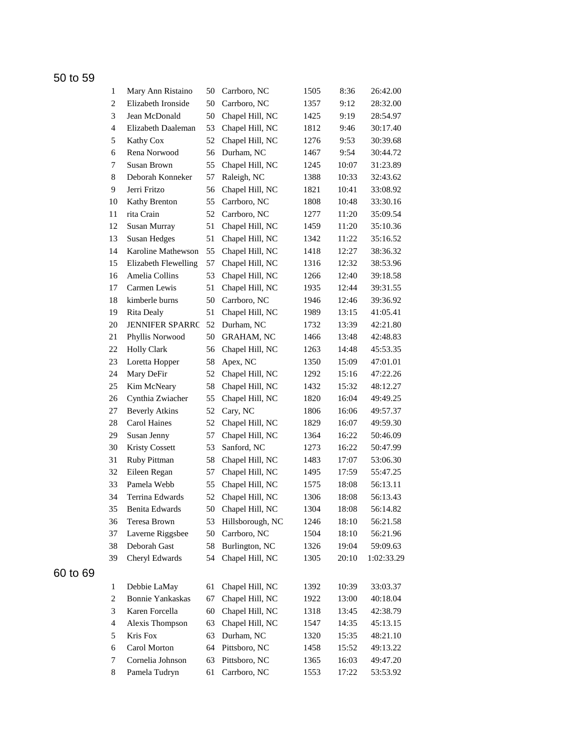## 50 to 59

| | | | | | | |
|---|---|---|---|---|---|---|
| 1 | Mary Ann Ristaino | 50 | Carrboro, NC | 1505 | 8:36 | 26:42.00 |
| 2 | Elizabeth Ironside | 50 | Carrboro, NC | 1357 | 9:12 | 28:32.00 |
| 3 | Jean McDonald | 50 | Chapel Hill, NC | 1425 | 9:19 | 28:54.97 |
| 4 | Elizabeth Daaleman | 53 | Chapel Hill, NC | 1812 | 9:46 | 30:17.40 |
| 5 | Kathy Cox | 52 | Chapel Hill, NC | 1276 | 9:53 | 30:39.68 |
| 6 | Rena Norwood | 56 | Durham, NC | 1467 | 9:54 | 30:44.72 |
| 7 | Susan Brown | 55 | Chapel Hill, NC | 1245 | 10:07 | 31:23.89 |
| 8 | Deborah Konneker | 57 | Raleigh, NC | 1388 | 10:33 | 32:43.62 |
| 9 | Jerri Fritzo | 56 | Chapel Hill, NC | 1821 | 10:41 | 33:08.92 |
| 10 | Kathy Brenton | 55 | Carrboro, NC | 1808 | 10:48 | 33:30.16 |
| 11 | rita Crain | 52 | Carrboro, NC | 1277 | 11:20 | 35:09.54 |
| 12 | Susan Murray | 51 | Chapel Hill, NC | 1459 | 11:20 | 35:10.36 |
| 13 | Susan Hedges | 51 | Chapel Hill, NC | 1342 | 11:22 | 35:16.52 |
| 14 | Karoline Mathewson | 55 | Chapel Hill, NC | 1418 | 12:27 | 38:36.32 |
| 15 | Elizabeth Flewelling | 57 | Chapel Hill, NC | 1316 | 12:32 | 38:53.96 |
| 16 | Amelia Collins | 53 | Chapel Hill, NC | 1266 | 12:40 | 39:18.58 |
| 17 | Carmen Lewis | 51 | Chapel Hill, NC | 1935 | 12:44 | 39:31.55 |
| 18 | kimberle burns | 50 | Carrboro, NC | 1946 | 12:46 | 39:36.92 |
| 19 | Rita Dealy | 51 | Chapel Hill, NC | 1989 | 13:15 | 41:05.41 |
| 20 | JENNIFER SPARRC | 52 | Durham, NC | 1732 | 13:39 | 42:21.80 |
| 21 | Phyllis Norwood | 50 | GRAHAM, NC | 1466 | 13:48 | 42:48.83 |
| 22 | Holly Clark | 56 | Chapel Hill, NC | 1263 | 14:48 | 45:53.35 |
| 23 | Loretta Hopper | 58 | Apex, NC | 1350 | 15:09 | 47:01.01 |
| 24 | Mary DeFir | 52 | Chapel Hill, NC | 1292 | 15:16 | 47:22.26 |
| 25 | Kim McNeary | 58 | Chapel Hill, NC | 1432 | 15:32 | 48:12.27 |
| 26 | Cynthia Zwiacher | 55 | Chapel Hill, NC | 1820 | 16:04 | 49:49.25 |
| 27 | Beverly Atkins | 52 | Cary, NC | 1806 | 16:06 | 49:57.37 |
| 28 | Carol Haines | 52 | Chapel Hill, NC | 1829 | 16:07 | 49:59.30 |
| 29 | Susan Jenny | 57 | Chapel Hill, NC | 1364 | 16:22 | 50:46.09 |
| 30 | Kristy Cossett | 53 | Sanford, NC | 1273 | 16:22 | 50:47.99 |
| 31 | Ruby Pittman | 58 | Chapel Hill, NC | 1483 | 17:07 | 53:06.30 |
| 32 | Eileen Regan | 57 | Chapel Hill, NC | 1495 | 17:59 | 55:47.25 |
| 33 | Pamela Webb | 55 | Chapel Hill, NC | 1575 | 18:08 | 56:13.11 |
| 34 | Terrina Edwards | 52 | Chapel Hill, NC | 1306 | 18:08 | 56:13.43 |
| 35 | Benita Edwards | 50 | Chapel Hill, NC | 1304 | 18:08 | 56:14.82 |
| 36 | Teresa Brown | 53 | Hillsborough, NC | 1246 | 18:10 | 56:21.58 |
| 37 | Laverne Riggsbee | 50 | Carrboro, NC | 1504 | 18:10 | 56:21.96 |
| 38 | Deborah Gast | 58 | Burlington, NC | 1326 | 19:04 | 59:09.63 |
| 39 | Cheryl Edwards | 54 | Chapel Hill, NC | 1305 | 20:10 | 1:02:33.29 |

## 60 to 69

| | | | | | | |
|---|---|---|---|---|---|---|
| 1 | Debbie LaMay | 61 | Chapel Hill, NC | 1392 | 10:39 | 33:03.37 |
| 2 | Bonnie Yankaskas | 67 | Chapel Hill, NC | 1922 | 13:00 | 40:18.04 |
| 3 | Karen Forcella | 60 | Chapel Hill, NC | 1318 | 13:45 | 42:38.79 |
| 4 | Alexis Thompson | 63 | Chapel Hill, NC | 1547 | 14:35 | 45:13.15 |
| 5 | Kris Fox | 63 | Durham, NC | 1320 | 15:35 | 48:21.10 |
| 6 | Carol Morton | 64 | Pittsboro, NC | 1458 | 15:52 | 49:13.22 |
| 7 | Cornelia Johnson | 63 | Pittsboro, NC | 1365 | 16:03 | 49:47.20 |
| 8 | Pamela Tudryn | 61 | Carrboro, NC | 1553 | 17:22 | 53:53.92 |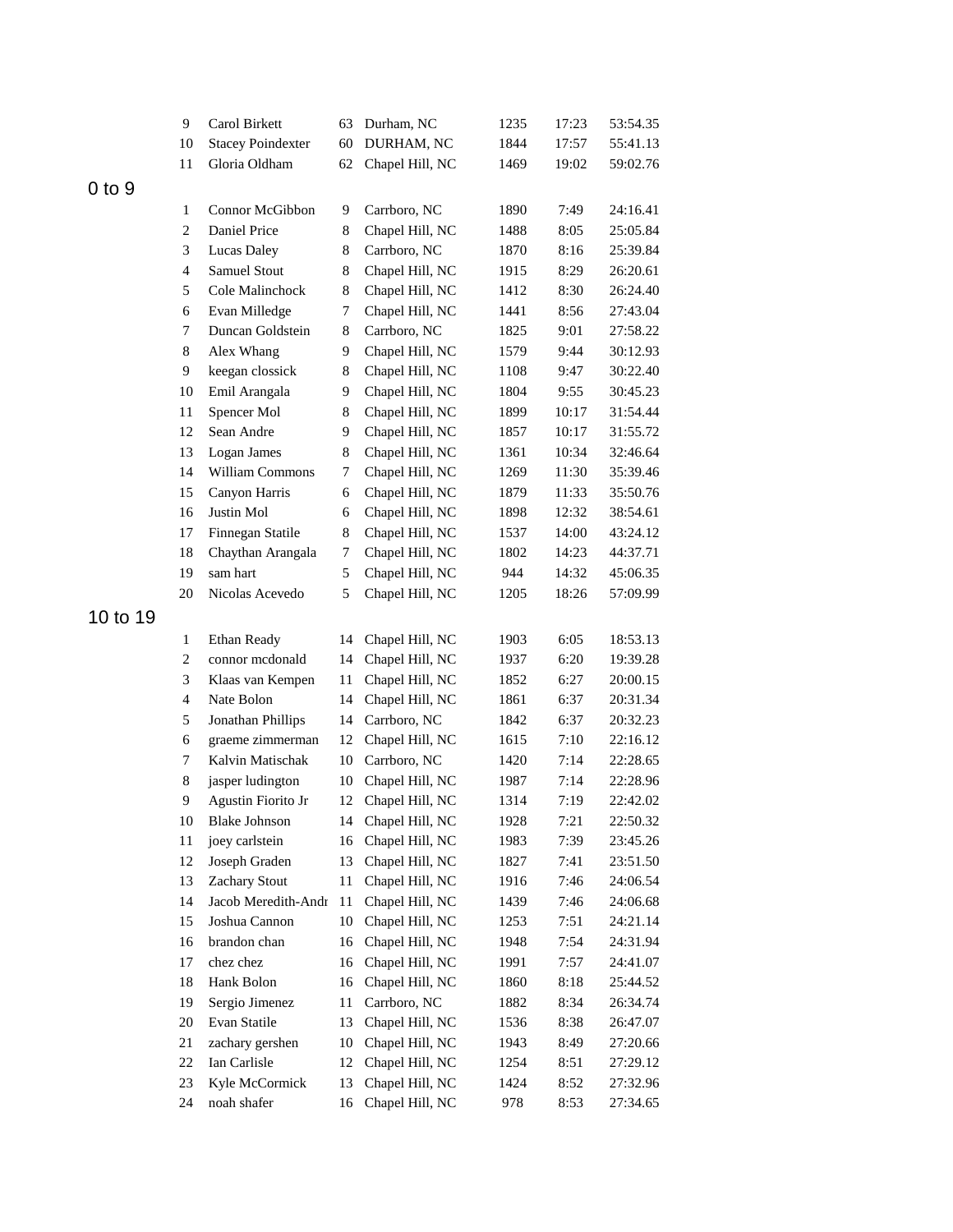| | | | | | | |
|---|---|---|---|---|---|---|
| 9 | Carol Birkett | 63 | Durham, NC | 1235 | 17:23 | 53:54.35 |
| 10 | Stacey Poindexter | 60 | DURHAM, NC | 1844 | 17:57 | 55:41.13 |
| 11 | Gloria Oldham | 62 | Chapel Hill, NC | 1469 | 19:02 | 59:02.76 |

## 0 to 9

| | | | | | | |
|---|---|---|---|---|---|---|
| 1 | Connor McGibbon | 9 | Carrboro, NC | 1890 | 7:49 | 24:16.41 |
| 2 | Daniel Price | 8 | Chapel Hill, NC | 1488 | 8:05 | 25:05.84 |
| 3 | Lucas Daley | 8 | Carrboro, NC | 1870 | 8:16 | 25:39.84 |
| 4 | Samuel Stout | 8 | Chapel Hill, NC | 1915 | 8:29 | 26:20.61 |
| 5 | Cole Malinchock | 8 | Chapel Hill, NC | 1412 | 8:30 | 26:24.40 |
| 6 | Evan Milledge | 7 | Chapel Hill, NC | 1441 | 8:56 | 27:43.04 |
| 7 | Duncan Goldstein | 8 | Carrboro, NC | 1825 | 9:01 | 27:58.22 |
| 8 | Alex Whang | 9 | Chapel Hill, NC | 1579 | 9:44 | 30:12.93 |
| 9 | keegan clossick | 8 | Chapel Hill, NC | 1108 | 9:47 | 30:22.40 |
| 10 | Emil Arangala | 9 | Chapel Hill, NC | 1804 | 9:55 | 30:45.23 |
| 11 | Spencer Mol | 8 | Chapel Hill, NC | 1899 | 10:17 | 31:54.44 |
| 12 | Sean Andre | 9 | Chapel Hill, NC | 1857 | 10:17 | 31:55.72 |
| 13 | Logan James | 8 | Chapel Hill, NC | 1361 | 10:34 | 32:46.64 |
| 14 | William Commons | 7 | Chapel Hill, NC | 1269 | 11:30 | 35:39.46 |
| 15 | Canyon Harris | 6 | Chapel Hill, NC | 1879 | 11:33 | 35:50.76 |
| 16 | Justin Mol | 6 | Chapel Hill, NC | 1898 | 12:32 | 38:54.61 |
| 17 | Finnegan Statile | 8 | Chapel Hill, NC | 1537 | 14:00 | 43:24.12 |
| 18 | Chaythan Arangala | 7 | Chapel Hill, NC | 1802 | 14:23 | 44:37.71 |
| 19 | sam hart | 5 | Chapel Hill, NC | 944 | 14:32 | 45:06.35 |
| 20 | Nicolas Acevedo | 5 | Chapel Hill, NC | 1205 | 18:26 | 57:09.99 |

## 10 to 19

| | | | | | | |
|---|---|---|---|---|---|---|
| 1 | Ethan Ready | 14 | Chapel Hill, NC | 1903 | 6:05 | 18:53.13 |
| 2 | connor mcdonald | 14 | Chapel Hill, NC | 1937 | 6:20 | 19:39.28 |
| 3 | Klaas van Kempen | 11 | Chapel Hill, NC | 1852 | 6:27 | 20:00.15 |
| 4 | Nate Bolon | 14 | Chapel Hill, NC | 1861 | 6:37 | 20:31.34 |
| 5 | Jonathan Phillips | 14 | Carrboro, NC | 1842 | 6:37 | 20:32.23 |
| 6 | graeme zimmerman | 12 | Chapel Hill, NC | 1615 | 7:10 | 22:16.12 |
| 7 | Kalvin Matischak | 10 | Carrboro, NC | 1420 | 7:14 | 22:28.65 |
| 8 | jasper ludington | 10 | Chapel Hill, NC | 1987 | 7:14 | 22:28.96 |
| 9 | Agustin Fiorito Jr | 12 | Chapel Hill, NC | 1314 | 7:19 | 22:42.02 |
| 10 | Blake Johnson | 14 | Chapel Hill, NC | 1928 | 7:21 | 22:50.32 |
| 11 | joey carlstein | 16 | Chapel Hill, NC | 1983 | 7:39 | 23:45.26 |
| 12 | Joseph Graden | 13 | Chapel Hill, NC | 1827 | 7:41 | 23:51.50 |
| 13 | Zachary Stout | 11 | Chapel Hill, NC | 1916 | 7:46 | 24:06.54 |
| 14 | Jacob Meredith-Andr | 11 | Chapel Hill, NC | 1439 | 7:46 | 24:06.68 |
| 15 | Joshua Cannon | 10 | Chapel Hill, NC | 1253 | 7:51 | 24:21.14 |
| 16 | brandon chan | 16 | Chapel Hill, NC | 1948 | 7:54 | 24:31.94 |
| 17 | chez chez | 16 | Chapel Hill, NC | 1991 | 7:57 | 24:41.07 |
| 18 | Hank Bolon | 16 | Chapel Hill, NC | 1860 | 8:18 | 25:44.52 |
| 19 | Sergio Jimenez | 11 | Carrboro, NC | 1882 | 8:34 | 26:34.74 |
| 20 | Evan Statile | 13 | Chapel Hill, NC | 1536 | 8:38 | 26:47.07 |
| 21 | zachary gershen | 10 | Chapel Hill, NC | 1943 | 8:49 | 27:20.66 |
| 22 | Ian Carlisle | 12 | Chapel Hill, NC | 1254 | 8:51 | 27:29.12 |
| 23 | Kyle McCormick | 13 | Chapel Hill, NC | 1424 | 8:52 | 27:32.96 |
| 24 | noah shafer | 16 | Chapel Hill, NC | 978 | 8:53 | 27:34.65 |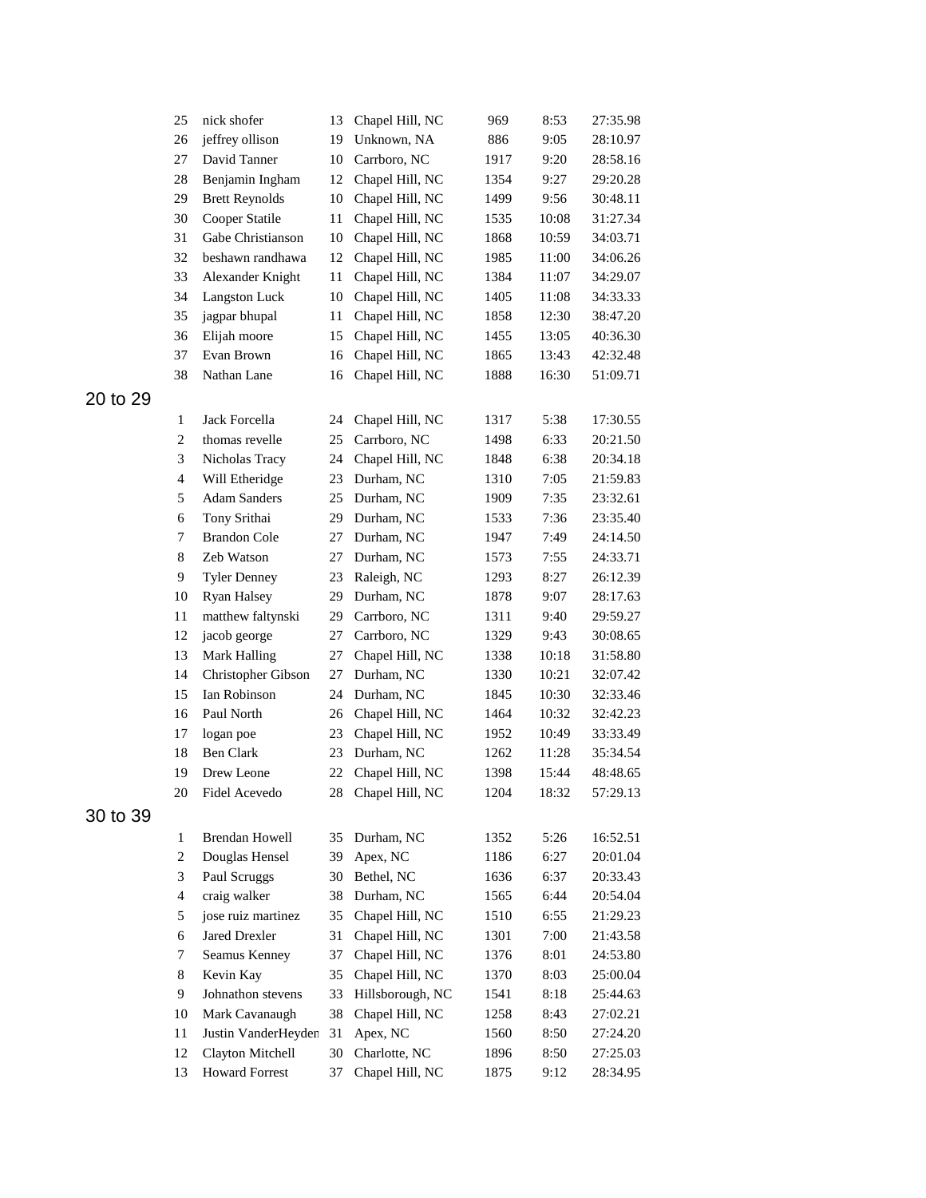| | | | | | |
|---|---|---|---|---|---|
| 25 | nick shofer | 13 | Chapel Hill, NC | 969 | 8:53 | 27:35.98 |
| 26 | jeffrey ollison | 19 | Unknown, NA | 886 | 9:05 | 28:10.97 |
| 27 | David Tanner | 10 | Carrboro, NC | 1917 | 9:20 | 28:58.16 |
| 28 | Benjamin Ingham | 12 | Chapel Hill, NC | 1354 | 9:27 | 29:20.28 |
| 29 | Brett Reynolds | 10 | Chapel Hill, NC | 1499 | 9:56 | 30:48.11 |
| 30 | Cooper Statile | 11 | Chapel Hill, NC | 1535 | 10:08 | 31:27.34 |
| 31 | Gabe Christianson | 10 | Chapel Hill, NC | 1868 | 10:59 | 34:03.71 |
| 32 | beshawn randhawa | 12 | Chapel Hill, NC | 1985 | 11:00 | 34:06.26 |
| 33 | Alexander Knight | 11 | Chapel Hill, NC | 1384 | 11:07 | 34:29.07 |
| 34 | Langston Luck | 10 | Chapel Hill, NC | 1405 | 11:08 | 34:33.33 |
| 35 | jagpar bhupal | 11 | Chapel Hill, NC | 1858 | 12:30 | 38:47.20 |
| 36 | Elijah moore | 15 | Chapel Hill, NC | 1455 | 13:05 | 40:36.30 |
| 37 | Evan Brown | 16 | Chapel Hill, NC | 1865 | 13:43 | 42:32.48 |
| 38 | Nathan Lane | 16 | Chapel Hill, NC | 1888 | 16:30 | 51:09.71 |

## 20 to 29

| | | | | | | |
|---|---|---|---|---|---|---|
| 1 | Jack Forcella | 24 | Chapel Hill, NC | 1317 | 5:38 | 17:30.55 |
| 2 | thomas revelle | 25 | Carrboro, NC | 1498 | 6:33 | 20:21.50 |
| 3 | Nicholas Tracy | 24 | Chapel Hill, NC | 1848 | 6:38 | 20:34.18 |
| 4 | Will Etheridge | 23 | Durham, NC | 1310 | 7:05 | 21:59.83 |
| 5 | Adam Sanders | 25 | Durham, NC | 1909 | 7:35 | 23:32.61 |
| 6 | Tony Srithai | 29 | Durham, NC | 1533 | 7:36 | 23:35.40 |
| 7 | Brandon Cole | 27 | Durham, NC | 1947 | 7:49 | 24:14.50 |
| 8 | Zeb Watson | 27 | Durham, NC | 1573 | 7:55 | 24:33.71 |
| 9 | Tyler Denney | 23 | Raleigh, NC | 1293 | 8:27 | 26:12.39 |
| 10 | Ryan Halsey | 29 | Durham, NC | 1878 | 9:07 | 28:17.63 |
| 11 | matthew faltynski | 29 | Carrboro, NC | 1311 | 9:40 | 29:59.27 |
| 12 | jacob george | 27 | Carrboro, NC | 1329 | 9:43 | 30:08.65 |
| 13 | Mark Halling | 27 | Chapel Hill, NC | 1338 | 10:18 | 31:58.80 |
| 14 | Christopher Gibson | 27 | Durham, NC | 1330 | 10:21 | 32:07.42 |
| 15 | Ian Robinson | 24 | Durham, NC | 1845 | 10:30 | 32:33.46 |
| 16 | Paul North | 26 | Chapel Hill, NC | 1464 | 10:32 | 32:42.23 |
| 17 | logan poe | 23 | Chapel Hill, NC | 1952 | 10:49 | 33:33.49 |
| 18 | Ben Clark | 23 | Durham, NC | 1262 | 11:28 | 35:34.54 |
| 19 | Drew Leone | 22 | Chapel Hill, NC | 1398 | 15:44 | 48:48.65 |
| 20 | Fidel Acevedo | 28 | Chapel Hill, NC | 1204 | 18:32 | 57:29.13 |

## 30 to 39

| | | | | | | |
|---|---|---|---|---|---|---|
| 1 | Brendan Howell | 35 | Durham, NC | 1352 | 5:26 | 16:52.51 |
| 2 | Douglas Hensel | 39 | Apex, NC | 1186 | 6:27 | 20:01.04 |
| 3 | Paul Scruggs | 30 | Bethel, NC | 1636 | 6:37 | 20:33.43 |
| 4 | craig walker | 38 | Durham, NC | 1565 | 6:44 | 20:54.04 |
| 5 | jose ruiz martinez | 35 | Chapel Hill, NC | 1510 | 6:55 | 21:29.23 |
| 6 | Jared Drexler | 31 | Chapel Hill, NC | 1301 | 7:00 | 21:43.58 |
| 7 | Seamus Kenney | 37 | Chapel Hill, NC | 1376 | 8:01 | 24:53.80 |
| 8 | Kevin Kay | 35 | Chapel Hill, NC | 1370 | 8:03 | 25:00.04 |
| 9 | Johnathon stevens | 33 | Hillsborough, NC | 1541 | 8:18 | 25:44.63 |
| 10 | Mark Cavanaugh | 38 | Chapel Hill, NC | 1258 | 8:43 | 27:02.21 |
| 11 | Justin VanderHeyden | 31 | Apex, NC | 1560 | 8:50 | 27:24.20 |
| 12 | Clayton Mitchell | 30 | Charlotte, NC | 1896 | 8:50 | 27:25.03 |
| 13 | Howard Forrest | 37 | Chapel Hill, NC | 1875 | 9:12 | 28:34.95 |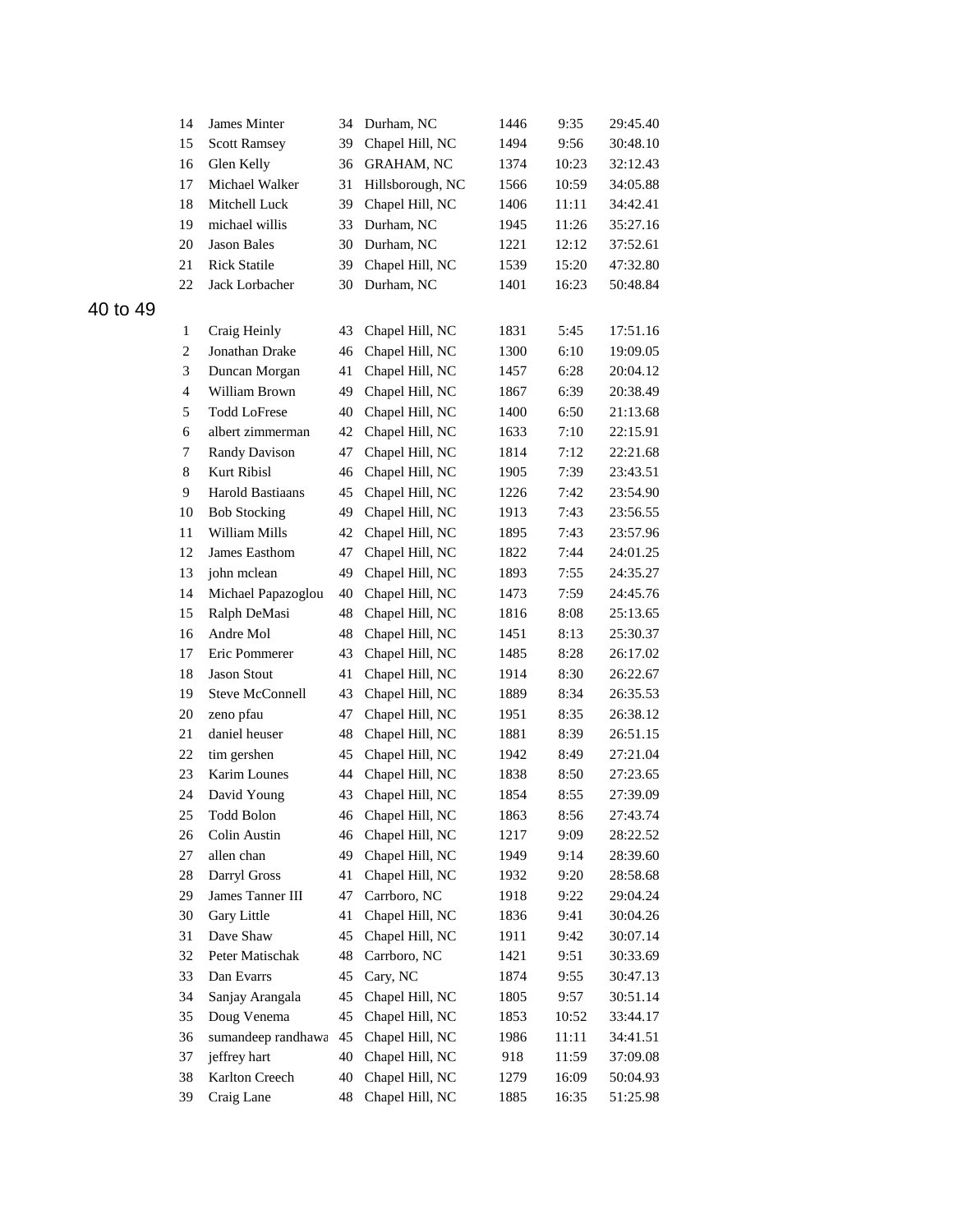| | | | | | | |
|---|---|---|---|---|---|---|
| 14 | James Minter | 34 | Durham, NC | 1446 | 9:35 | 29:45.40 |
| 15 | Scott Ramsey | 39 | Chapel Hill, NC | 1494 | 9:56 | 30:48.10 |
| 16 | Glen Kelly | 36 | GRAHAM, NC | 1374 | 10:23 | 32:12.43 |
| 17 | Michael Walker | 31 | Hillsborough, NC | 1566 | 10:59 | 34:05.88 |
| 18 | Mitchell Luck | 39 | Chapel Hill, NC | 1406 | 11:11 | 34:42.41 |
| 19 | michael willis | 33 | Durham, NC | 1945 | 11:26 | 35:27.16 |
| 20 | Jason Bales | 30 | Durham, NC | 1221 | 12:12 | 37:52.61 |
| 21 | Rick Statile | 39 | Chapel Hill, NC | 1539 | 15:20 | 47:32.80 |
| 22 | Jack Lorbacher | 30 | Durham, NC | 1401 | 16:23 | 50:48.84 |

## 40 to 49

| | | | | | | |
|---|---|---|---|---|---|---|
| 1 | Craig Heinly | 43 | Chapel Hill, NC | 1831 | 5:45 | 17:51.16 |
| 2 | Jonathan Drake | 46 | Chapel Hill, NC | 1300 | 6:10 | 19:09.05 |
| 3 | Duncan Morgan | 41 | Chapel Hill, NC | 1457 | 6:28 | 20:04.12 |
| 4 | William Brown | 49 | Chapel Hill, NC | 1867 | 6:39 | 20:38.49 |
| 5 | Todd LoFrese | 40 | Chapel Hill, NC | 1400 | 6:50 | 21:13.68 |
| 6 | albert zimmerman | 42 | Chapel Hill, NC | 1633 | 7:10 | 22:15.91 |
| 7 | Randy Davison | 47 | Chapel Hill, NC | 1814 | 7:12 | 22:21.68 |
| 8 | Kurt Ribisl | 46 | Chapel Hill, NC | 1905 | 7:39 | 23:43.51 |
| 9 | Harold Bastiaans | 45 | Chapel Hill, NC | 1226 | 7:42 | 23:54.90 |
| 10 | Bob Stocking | 49 | Chapel Hill, NC | 1913 | 7:43 | 23:56.55 |
| 11 | William Mills | 42 | Chapel Hill, NC | 1895 | 7:43 | 23:57.96 |
| 12 | James Easthom | 47 | Chapel Hill, NC | 1822 | 7:44 | 24:01.25 |
| 13 | john mclean | 49 | Chapel Hill, NC | 1893 | 7:55 | 24:35.27 |
| 14 | Michael Papazoglou | 40 | Chapel Hill, NC | 1473 | 7:59 | 24:45.76 |
| 15 | Ralph DeMasi | 48 | Chapel Hill, NC | 1816 | 8:08 | 25:13.65 |
| 16 | Andre Mol | 48 | Chapel Hill, NC | 1451 | 8:13 | 25:30.37 |
| 17 | Eric Pommerer | 43 | Chapel Hill, NC | 1485 | 8:28 | 26:17.02 |
| 18 | Jason Stout | 41 | Chapel Hill, NC | 1914 | 8:30 | 26:22.67 |
| 19 | Steve McConnell | 43 | Chapel Hill, NC | 1889 | 8:34 | 26:35.53 |
| 20 | zeno pfau | 47 | Chapel Hill, NC | 1951 | 8:35 | 26:38.12 |
| 21 | daniel heuser | 48 | Chapel Hill, NC | 1881 | 8:39 | 26:51.15 |
| 22 | tim gershen | 45 | Chapel Hill, NC | 1942 | 8:49 | 27:21.04 |
| 23 | Karim Lounes | 44 | Chapel Hill, NC | 1838 | 8:50 | 27:23.65 |
| 24 | David Young | 43 | Chapel Hill, NC | 1854 | 8:55 | 27:39.09 |
| 25 | Todd Bolon | 46 | Chapel Hill, NC | 1863 | 8:56 | 27:43.74 |
| 26 | Colin Austin | 46 | Chapel Hill, NC | 1217 | 9:09 | 28:22.52 |
| 27 | allen chan | 49 | Chapel Hill, NC | 1949 | 9:14 | 28:39.60 |
| 28 | Darryl Gross | 41 | Chapel Hill, NC | 1932 | 9:20 | 28:58.68 |
| 29 | James Tanner III | 47 | Carrboro, NC | 1918 | 9:22 | 29:04.24 |
| 30 | Gary Little | 41 | Chapel Hill, NC | 1836 | 9:41 | 30:04.26 |
| 31 | Dave Shaw | 45 | Chapel Hill, NC | 1911 | 9:42 | 30:07.14 |
| 32 | Peter Matischak | 48 | Carrboro, NC | 1421 | 9:51 | 30:33.69 |
| 33 | Dan Evarrs | 45 | Cary, NC | 1874 | 9:55 | 30:47.13 |
| 34 | Sanjay Arangala | 45 | Chapel Hill, NC | 1805 | 9:57 | 30:51.14 |
| 35 | Doug Venema | 45 | Chapel Hill, NC | 1853 | 10:52 | 33:44.17 |
| 36 | sumandeep randhawa | 45 | Chapel Hill, NC | 1986 | 11:11 | 34:41.51 |
| 37 | jeffrey hart | 40 | Chapel Hill, NC | 918 | 11:59 | 37:09.08 |
| 38 | Karlton Creech | 40 | Chapel Hill, NC | 1279 | 16:09 | 50:04.93 |
| 39 | Craig Lane | 48 | Chapel Hill, NC | 1885 | 16:35 | 51:25.98 |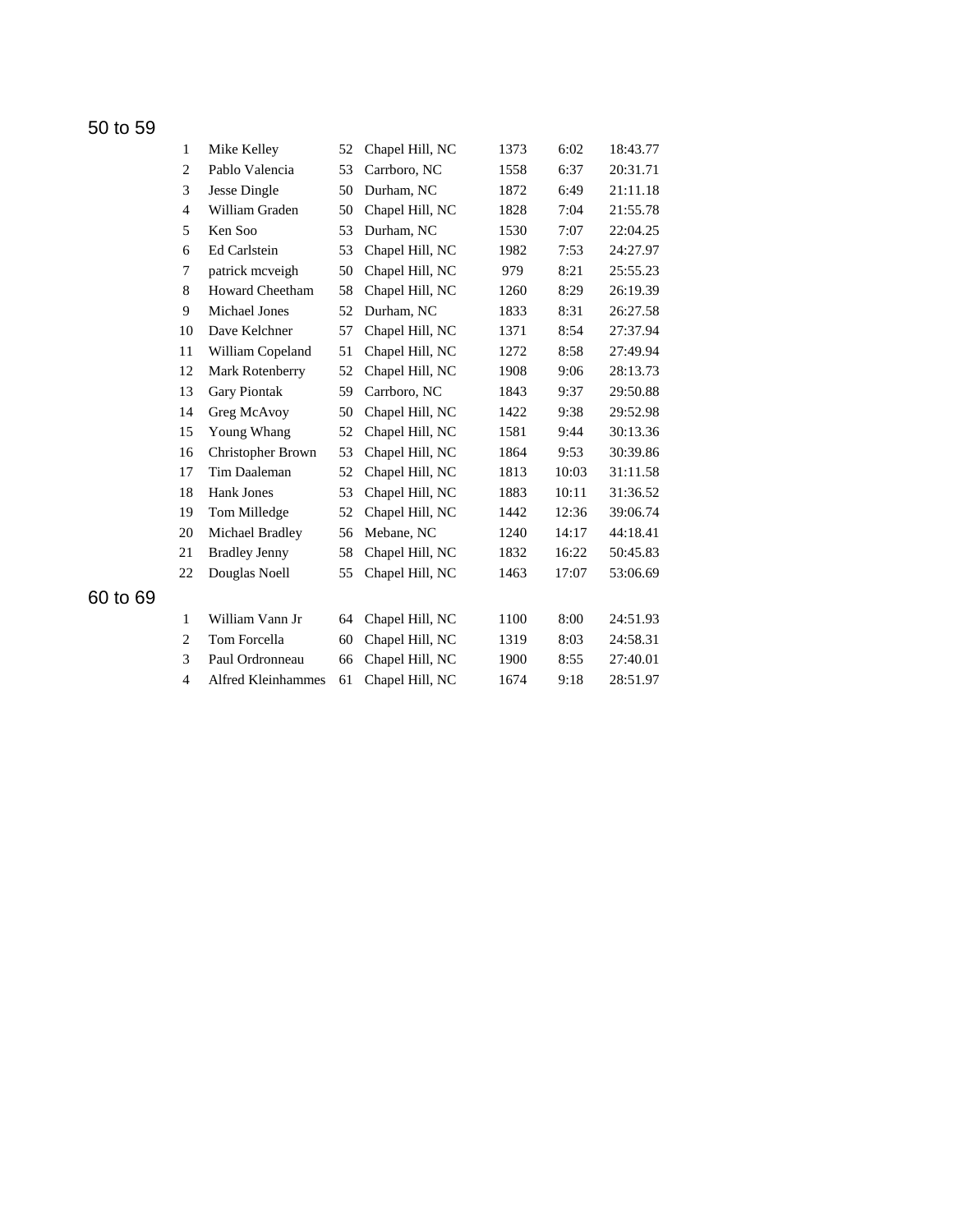## 50 to 59

| | | | | | | |
|---|---|---|---|---|---|---|
| 1 | Mike Kelley | 52 | Chapel Hill, NC | 1373 | 6:02 | 18:43.77 |
| 2 | Pablo Valencia | 53 | Carrboro, NC | 1558 | 6:37 | 20:31.71 |
| 3 | Jesse Dingle | 50 | Durham, NC | 1872 | 6:49 | 21:11.18 |
| 4 | William Graden | 50 | Chapel Hill, NC | 1828 | 7:04 | 21:55.78 |
| 5 | Ken Soo | 53 | Durham, NC | 1530 | 7:07 | 22:04.25 |
| 6 | Ed Carlstein | 53 | Chapel Hill, NC | 1982 | 7:53 | 24:27.97 |
| 7 | patrick mcveigh | 50 | Chapel Hill, NC | 979 | 8:21 | 25:55.23 |
| 8 | Howard Cheetham | 58 | Chapel Hill, NC | 1260 | 8:29 | 26:19.39 |
| 9 | Michael Jones | 52 | Durham, NC | 1833 | 8:31 | 26:27.58 |
| 10 | Dave Kelchner | 57 | Chapel Hill, NC | 1371 | 8:54 | 27:37.94 |
| 11 | William Copeland | 51 | Chapel Hill, NC | 1272 | 8:58 | 27:49.94 |
| 12 | Mark Rotenberry | 52 | Chapel Hill, NC | 1908 | 9:06 | 28:13.73 |
| 13 | Gary Piontak | 59 | Carrboro, NC | 1843 | 9:37 | 29:50.88 |
| 14 | Greg McAvoy | 50 | Chapel Hill, NC | 1422 | 9:38 | 29:52.98 |
| 15 | Young Whang | 52 | Chapel Hill, NC | 1581 | 9:44 | 30:13.36 |
| 16 | Christopher Brown | 53 | Chapel Hill, NC | 1864 | 9:53 | 30:39.86 |
| 17 | Tim Daaleman | 52 | Chapel Hill, NC | 1813 | 10:03 | 31:11.58 |
| 18 | Hank Jones | 53 | Chapel Hill, NC | 1883 | 10:11 | 31:36.52 |
| 19 | Tom Milledge | 52 | Chapel Hill, NC | 1442 | 12:36 | 39:06.74 |
| 20 | Michael Bradley | 56 | Mebane, NC | 1240 | 14:17 | 44:18.41 |
| 21 | Bradley Jenny | 58 | Chapel Hill, NC | 1832 | 16:22 | 50:45.83 |
| 22 | Douglas Noell | 55 | Chapel Hill, NC | 1463 | 17:07 | 53:06.69 |

## 60 to 69

| | | | | | | |
|---|---|---|---|---|---|---|
| 1 | William Vann Jr | 64 | Chapel Hill, NC | 1100 | 8:00 | 24:51.93 |
| 2 | Tom Forcella | 60 | Chapel Hill, NC | 1319 | 8:03 | 24:58.31 |
| 3 | Paul Ordronneau | 66 | Chapel Hill, NC | 1900 | 8:55 | 27:40.01 |
| 4 | Alfred Kleinhammes | 61 | Chapel Hill, NC | 1674 | 9:18 | 28:51.97 |